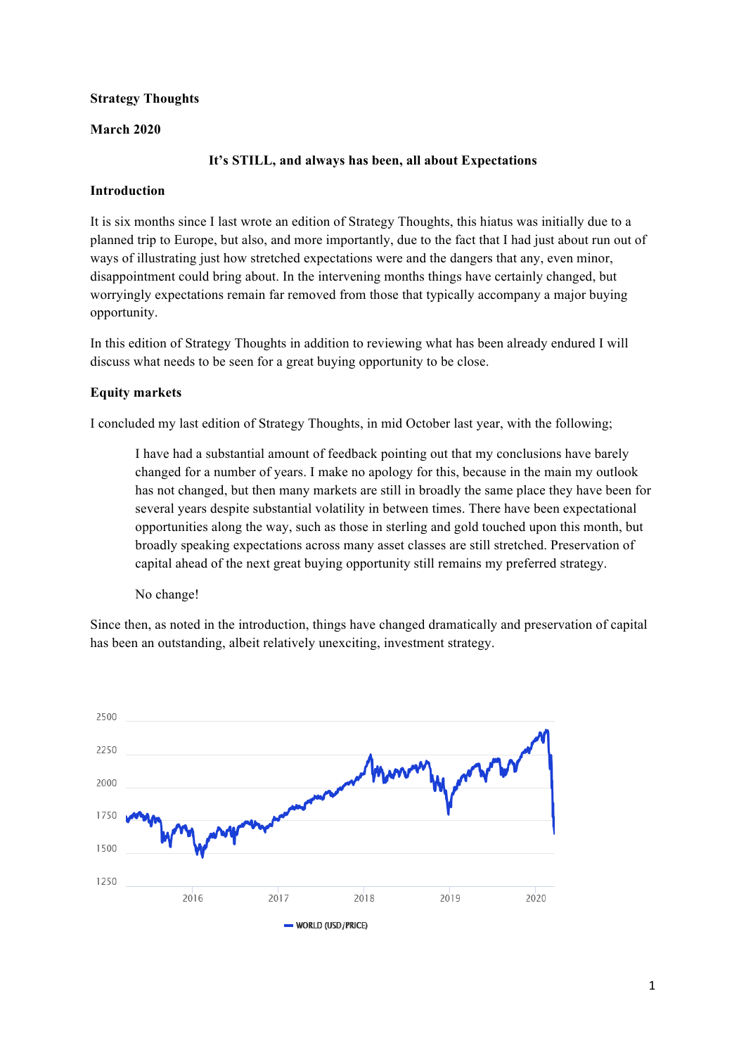**Strategy Thoughts**

**March 2020**

**It's STILL, and always has been, all about Expectations**

## Introduction

It is six months since I last wrote an edition of Strategy Thoughts, this hiatus was initially due to a planned trip to Europe, but also, and more importantly, due to the fact that I had just about run out of ways of illustrating just how stretched expectations were and the dangers that any, even minor, disappointment could bring about. In the intervening months things have certainly changed, but worryingly expectations remain far removed from those that typically accompany a major buying opportunity.

In this edition of Strategy Thoughts in addition to reviewing what has been already endured I will discuss what needs to be seen for a great buying opportunity to be close.

## Equity markets

I concluded my last edition of Strategy Thoughts, in mid October last year, with the following;

> I have had a substantial amount of feedback pointing out that my conclusions have barely changed for a number of years. I make no apology for this, because in the main my outlook has not changed, but then many markets are still in broadly the same place they have been for several years despite substantial volatility in between times. There have been expectational opportunities along the way, such as those in sterling and gold touched upon this month, but broadly speaking expectations across many asset classes are still stretched. Preservation of capital ahead of the next great buying opportunity still remains my preferred strategy.
>
> No change!

Since then, as noted in the introduction, things have changed dramatically and preservation of capital has been an outstanding, albeit relatively unexciting, investment strategy.

WORLD (USD/PRICE)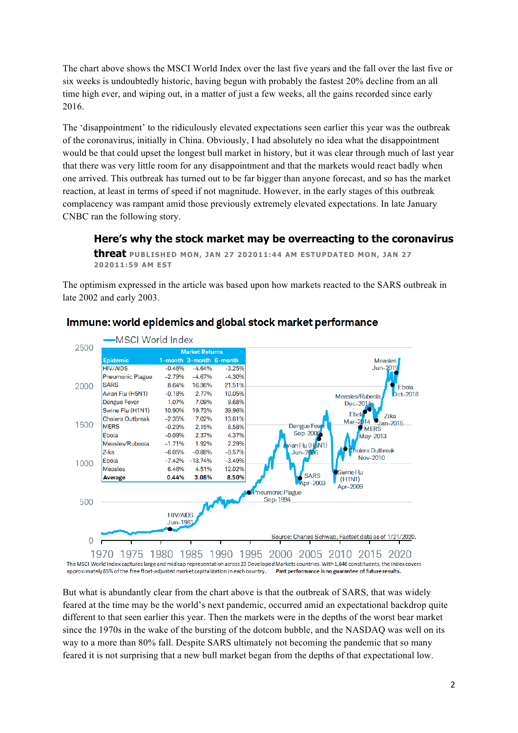The chart above shows the MSCI World Index over the last five years and the fall over the last five or six weeks is undoubtedly historic, having begun with probably the fastest 20% decline from an all time high ever, and wiping out, in a matter of just a few weeks, all the gains recorded since early 2016.

The 'disappointment' to the ridiculously elevated expectations seen earlier this year was the outbreak of the coronavirus, initially in China. Obviously, I had absolutely no idea what the disappointment would be that could upset the longest bull market in history, but it was clear through much of last year that there was very little room for any disappointment and that the markets would react badly when one arrived. This outbreak has turned out to be far bigger than anyone forecast, and so has the market reaction, at least in terms of speed if not magnitude. However, in the early stages of this outbreak complacency was rampant amid those previously extremely elevated expectations. In late January CNBC ran the following story.

> **Here's why the stock market may be overreacting to the coronavirus threat** PUBLISHED MON, JAN 27 202011:44 AM ESTUPDATED MON, JAN 27 202011:59 AM EST

The optimism expressed in the article was based upon how markets reacted to the SARS outbreak in late 2002 and early 2003.

**Immune: world epidemics and global stock market performance**

| Epidemic | Market Returns 1-month | 3-month | 6-month |
|---|---|---|---|
| HIV/AIDS | -0.46% | -4.64% | -3.25% |
| Pneumonic Plague | -2.79% | -4.67% | -4.30% |
| SARS | 8.64% | 16.36% | 21.51% |
| Avian Flu (H5N1) | -0.18% | 2.77% | 10.05% |
| Dengue Fever | 1.07% | 7.09% | 9.68% |
| Swine Flu (H1N1) | 10.90% | 19.73% | 39.96% |
| Cholera Outbreak | -2.35% | 7.02% | 13.61% |
| MERS | -0.29% | 2.15% | 8.58% |
| Ebola | -0.09% | 2.37% | 4.37% |
| Measles/Rubeola | -1.71% | 1.92% | 2.29% |
| Zika | -6.05% | -0.88% | -0.57% |
| Ebola | -7.42% | -13.74% | -3.49% |
| Measles | 6.46% | 4.51% | 12.02% |
| **Average** | **0.44%** | **3.08%** | **8.50%** |

Source: Charles Schwab, Factset data as of 1/21/2020.

The MSCI World Index captures large and mid cap representation across 23 Developed Markets countries. With 1,646 constituents, the index covers approximately 85% of the free float-adjusted market capitalization in each country. **Past performance is no guarantee of future results.**

But what is abundantly clear from the chart above is that the outbreak of SARS, that was widely feared at the time may be the world's next pandemic, occurred amid an expectational backdrop quite different to that seen earlier this year. Then the markets were in the depths of the worst bear market since the 1970s in the wake of the bursting of the dotcom bubble, and the NASDAQ was well on its way to a more than 80% fall. Despite SARS ultimately not becoming the pandemic that so many feared it is not surprising that a new bull market began from the depths of that expectational low.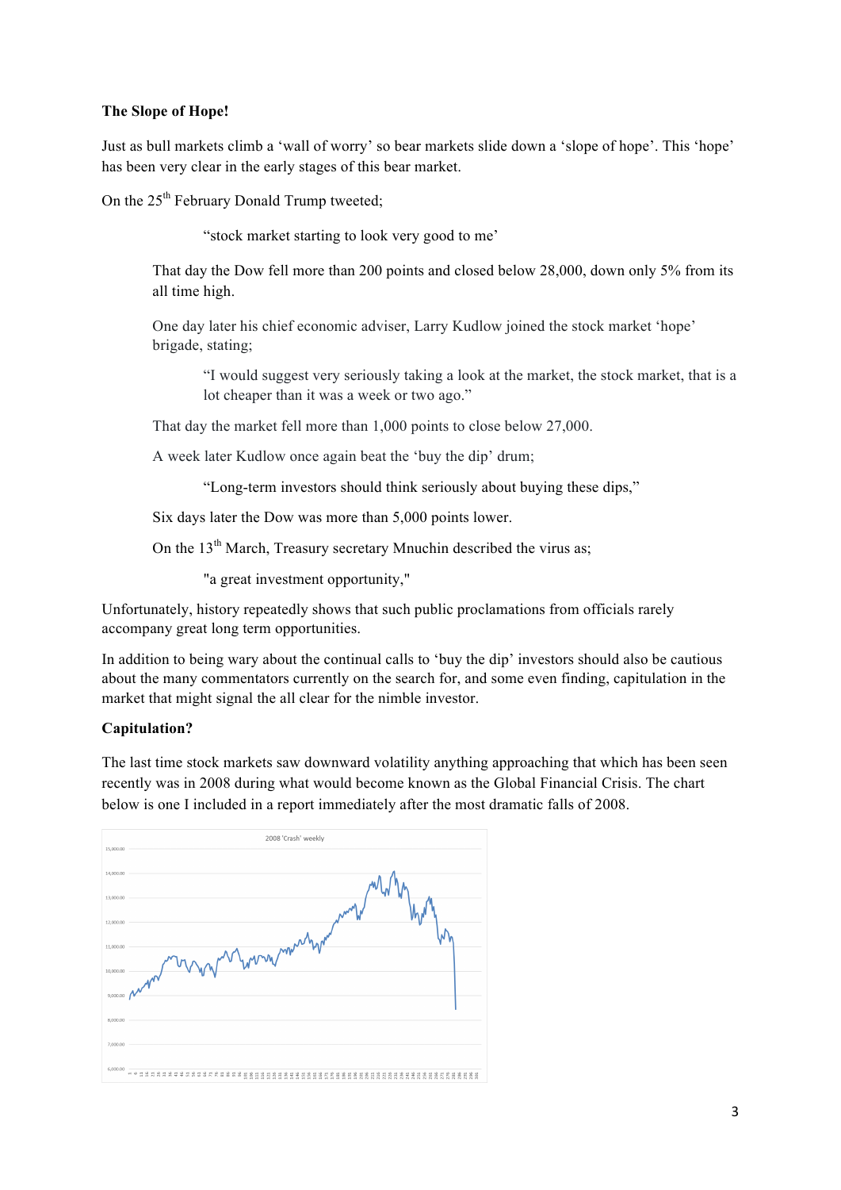**The Slope of Hope!**

Just as bull markets climb a 'wall of worry' so bear markets slide down a 'slope of hope'. This 'hope' has been very clear in the early stages of this bear market.

On the 25th February Donald Trump tweeted;

> "stock market starting to look very good to me'

That day the Dow fell more than 200 points and closed below 28,000, down only 5% from its all time high.

One day later his chief economic adviser, Larry Kudlow joined the stock market 'hope' brigade, stating;

> "I would suggest very seriously taking a look at the market, the stock market, that is a lot cheaper than it was a week or two ago."

That day the market fell more than 1,000 points to close below 27,000.

A week later Kudlow once again beat the 'buy the dip' drum;

> "Long-term investors should think seriously about buying these dips,"

Six days later the Dow was more than 5,000 points lower.

On the 13th March, Treasury secretary Mnuchin described the virus as;

> "a great investment opportunity,"

Unfortunately, history repeatedly shows that such public proclamations from officials rarely accompany great long term opportunities.

In addition to being wary about the continual calls to 'buy the dip' investors should also be cautious about the many commentators currently on the search for, and some even finding, capitulation in the market that might signal the all clear for the nimble investor.

**Capitulation?**

The last time stock markets saw downward volatility anything approaching that which has been seen recently was in 2008 during what would become known as the Global Financial Crisis. The chart below is one I included in a report immediately after the most dramatic falls of 2008.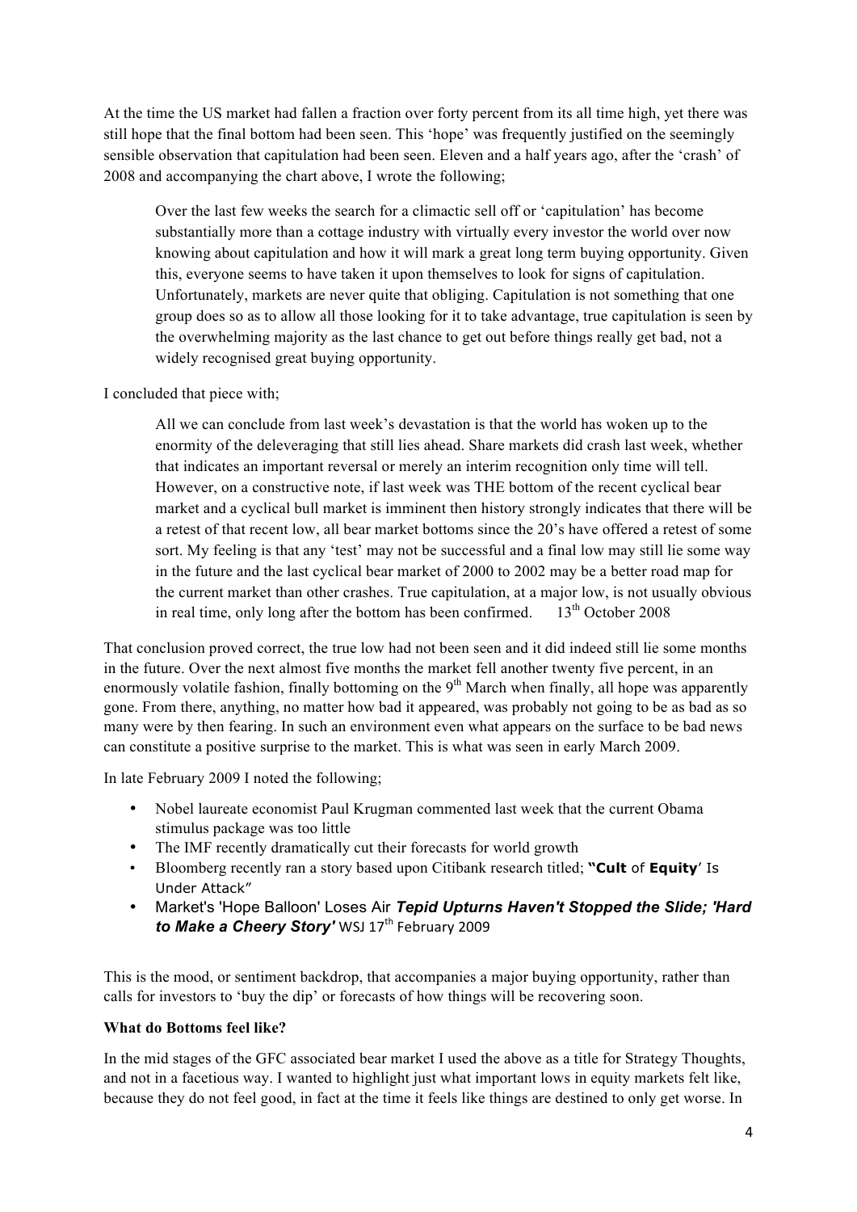At the time the US market had fallen a fraction over forty percent from its all time high, yet there was still hope that the final bottom had been seen. This 'hope' was frequently justified on the seemingly sensible observation that capitulation had been seen. Eleven and a half years ago, after the 'crash' of 2008 and accompanying the chart above, I wrote the following;

> Over the last few weeks the search for a climactic sell off or 'capitulation' has become substantially more than a cottage industry with virtually every investor the world over now knowing about capitulation and how it will mark a great long term buying opportunity. Given this, everyone seems to have taken it upon themselves to look for signs of capitulation. Unfortunately, markets are never quite that obliging. Capitulation is not something that one group does so as to allow all those looking for it to take advantage, true capitulation is seen by the overwhelming majority as the last chance to get out before things really get bad, not a widely recognised great buying opportunity.

I concluded that piece with;

> All we can conclude from last week's devastation is that the world has woken up to the enormity of the deleveraging that still lies ahead. Share markets did crash last week, whether that indicates an important reversal or merely an interim recognition only time will tell. However, on a constructive note, if last week was THE bottom of the recent cyclical bear market and a cyclical bull market is imminent then history strongly indicates that there will be a retest of that recent low, all bear market bottoms since the 20's have offered a retest of some sort. My feeling is that any 'test' may not be successful and a final low may still lie some way in the future and the last cyclical bear market of 2000 to 2002 may be a better road map for the current market than other crashes. True capitulation, at a major low, is not usually obvious in real time, only long after the bottom has been confirmed. 13th October 2008

That conclusion proved correct, the true low had not been seen and it did indeed still lie some months in the future. Over the next almost five months the market fell another twenty five percent, in an enormously volatile fashion, finally bottoming on the 9th March when finally, all hope was apparently gone. From there, anything, no matter how bad it appeared, was probably not going to be as bad as so many were by then fearing. In such an environment even what appears on the surface to be bad news can constitute a positive surprise to the market. This is what was seen in early March 2009.

In late February 2009 I noted the following;

- Nobel laureate economist Paul Krugman commented last week that the current Obama stimulus package was too little
- The IMF recently dramatically cut their forecasts for world growth
- Bloomberg recently ran a story based upon Citibank research titled; **"Cult** of **Equity**' Is Under Attack"
- Market's 'Hope Balloon' Loses Air ***Tepid Upturns Haven't Stopped the Slide; 'Hard to Make a Cheery Story'*** WSJ 17th February 2009

This is the mood, or sentiment backdrop, that accompanies a major buying opportunity, rather than calls for investors to 'buy the dip' or forecasts of how things will be recovering soon.

**What do Bottoms feel like?**

In the mid stages of the GFC associated bear market I used the above as a title for Strategy Thoughts, and not in a facetious way. I wanted to highlight just what important lows in equity markets felt like, because they do not feel good, in fact at the time it feels like things are destined to only get worse. In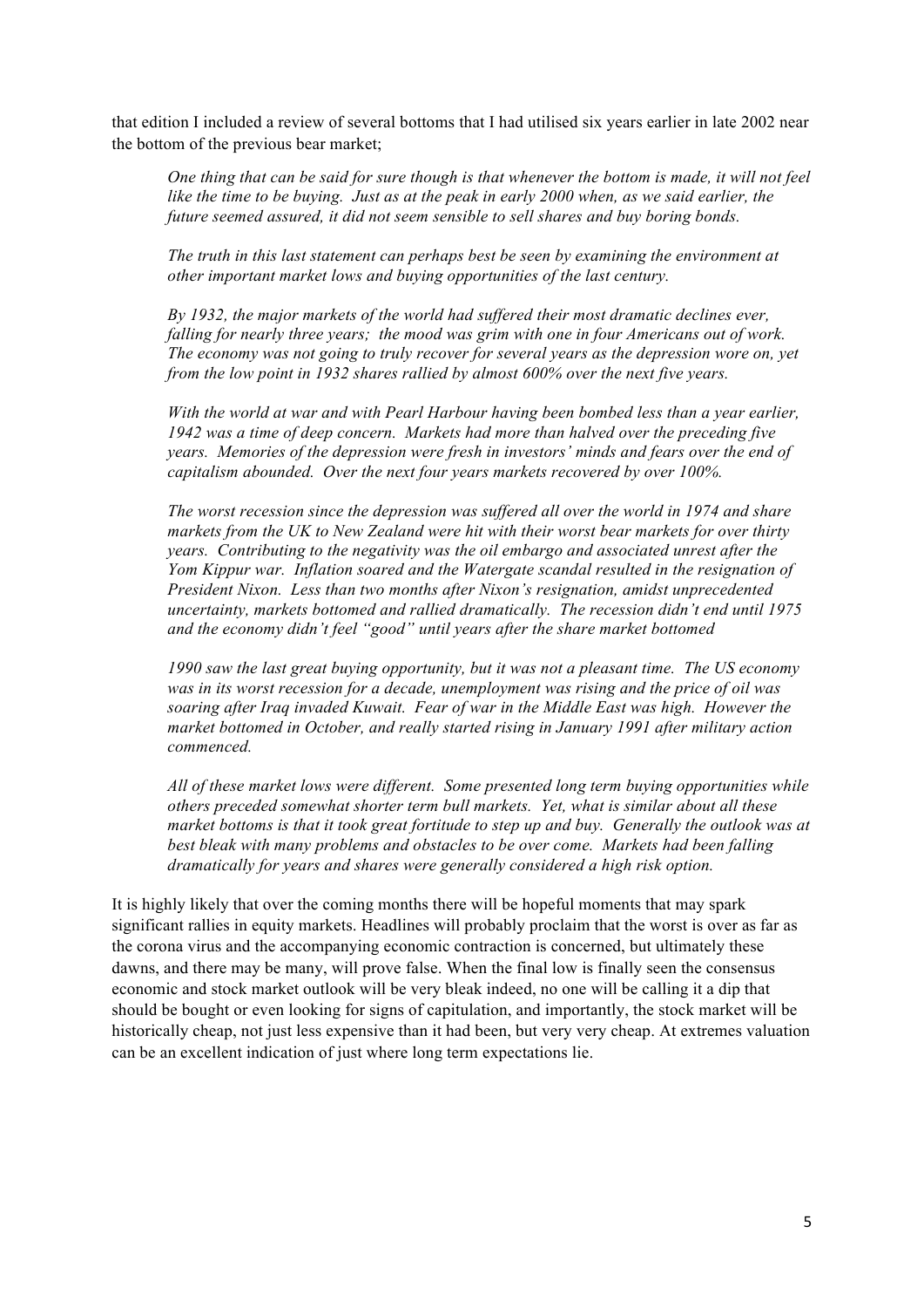that edition I included a review of several bottoms that I had utilised six years earlier in late 2002 near the bottom of the previous bear market;

> *One thing that can be said for sure though is that whenever the bottom is made, it will not feel like the time to be buying. Just as at the peak in early 2000 when, as we said earlier, the future seemed assured, it did not seem sensible to sell shares and buy boring bonds.*
>
> *The truth in this last statement can perhaps best be seen by examining the environment at other important market lows and buying opportunities of the last century.*
>
> *By 1932, the major markets of the world had suffered their most dramatic declines ever, falling for nearly three years; the mood was grim with one in four Americans out of work. The economy was not going to truly recover for several years as the depression wore on, yet from the low point in 1932 shares rallied by almost 600% over the next five years.*
>
> *With the world at war and with Pearl Harbour having been bombed less than a year earlier, 1942 was a time of deep concern. Markets had more than halved over the preceding five years. Memories of the depression were fresh in investors' minds and fears over the end of capitalism abounded. Over the next four years markets recovered by over 100%.*
>
> *The worst recession since the depression was suffered all over the world in 1974 and share markets from the UK to New Zealand were hit with their worst bear markets for over thirty years. Contributing to the negativity was the oil embargo and associated unrest after the Yom Kippur war. Inflation soared and the Watergate scandal resulted in the resignation of President Nixon. Less than two months after Nixon's resignation, amidst unprecedented uncertainty, markets bottomed and rallied dramatically. The recession didn't end until 1975 and the economy didn't feel "good" until years after the share market bottomed*
>
> *1990 saw the last great buying opportunity, but it was not a pleasant time. The US economy was in its worst recession for a decade, unemployment was rising and the price of oil was soaring after Iraq invaded Kuwait. Fear of war in the Middle East was high. However the market bottomed in October, and really started rising in January 1991 after military action commenced.*
>
> *All of these market lows were different. Some presented long term buying opportunities while others preceded somewhat shorter term bull markets. Yet, what is similar about all these market bottoms is that it took great fortitude to step up and buy. Generally the outlook was at best bleak with many problems and obstacles to be over come. Markets had been falling dramatically for years and shares were generally considered a high risk option.*

It is highly likely that over the coming months there will be hopeful moments that may spark significant rallies in equity markets. Headlines will probably proclaim that the worst is over as far as the corona virus and the accompanying economic contraction is concerned, but ultimately these dawns, and there may be many, will prove false. When the final low is finally seen the consensus economic and stock market outlook will be very bleak indeed, no one will be calling it a dip that should be bought or even looking for signs of capitulation, and importantly, the stock market will be historically cheap, not just less expensive than it had been, but very very cheap. At extremes valuation can be an excellent indication of just where long term expectations lie.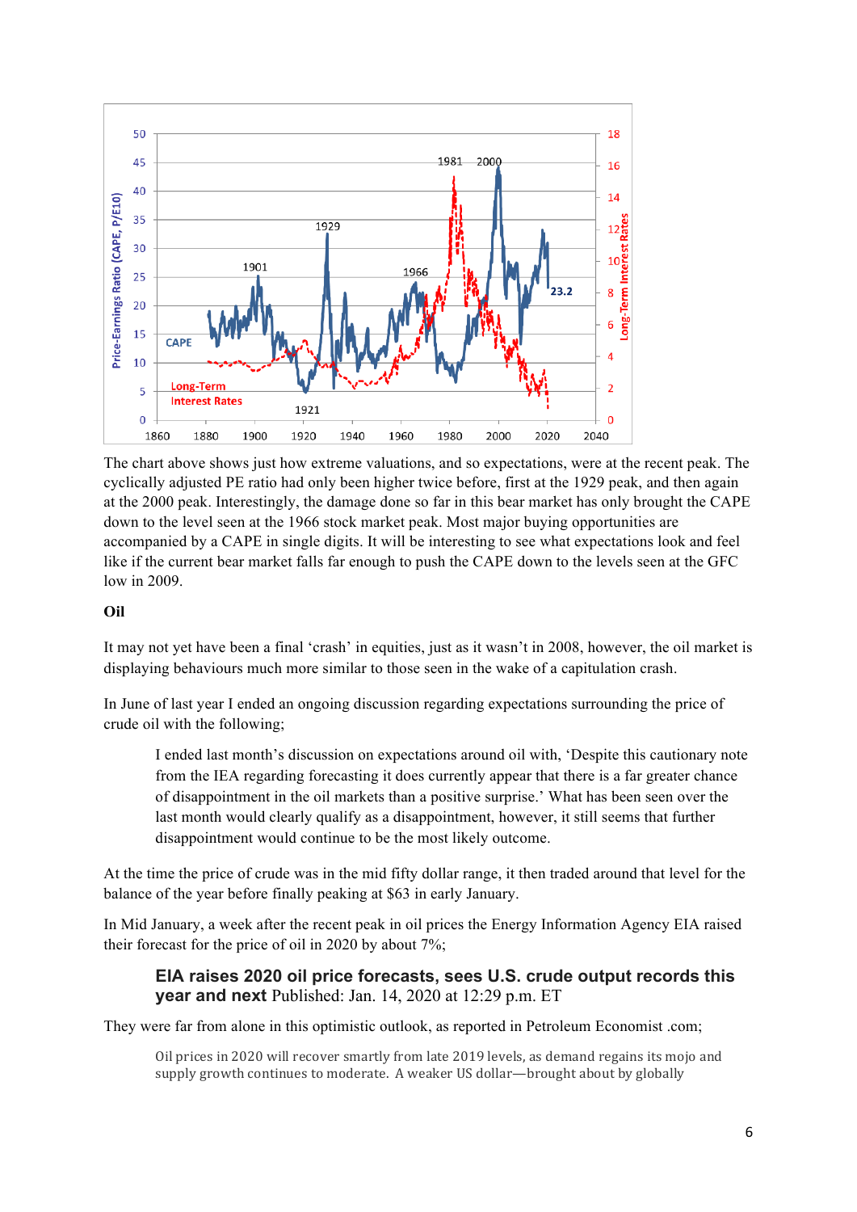The chart above shows just how extreme valuations, and so expectations, were at the recent peak. The cyclically adjusted PE ratio had only been higher twice before, first at the 1929 peak, and then again at the 2000 peak. Interestingly, the damage done so far in this bear market has only brought the CAPE down to the level seen at the 1966 stock market peak. Most major buying opportunities are accompanied by a CAPE in single digits. It will be interesting to see what expectations look and feel like if the current bear market falls far enough to push the CAPE down to the levels seen at the GFC low in 2009.

**Oil**

It may not yet have been a final 'crash' in equities, just as it wasn't in 2008, however, the oil market is displaying behaviours much more similar to those seen in the wake of a capitulation crash.

In June of last year I ended an ongoing discussion regarding expectations surrounding the price of crude oil with the following;

> I ended last month's discussion on expectations around oil with, 'Despite this cautionary note from the IEA regarding forecasting it does currently appear that there is a far greater chance of disappointment in the oil markets than a positive surprise.' What has been seen over the last month would clearly qualify as a disappointment, however, it still seems that further disappointment would continue to be the most likely outcome.

At the time the price of crude was in the mid fifty dollar range, it then traded around that level for the balance of the year before finally peaking at $63 in early January.

In Mid January, a week after the recent peak in oil prices the Energy Information Agency EIA raised their forecast for the price of oil in 2020 by about 7%;

> **EIA raises 2020 oil price forecasts, sees U.S. crude output records this year and next** Published: Jan. 14, 2020 at 12:29 p.m. ET

They were far from alone in this optimistic outlook, as reported in Petroleum Economist .com;

> Oil prices in 2020 will recover smartly from late 2019 levels, as demand regains its mojo and supply growth continues to moderate. A weaker US dollar—brought about by globally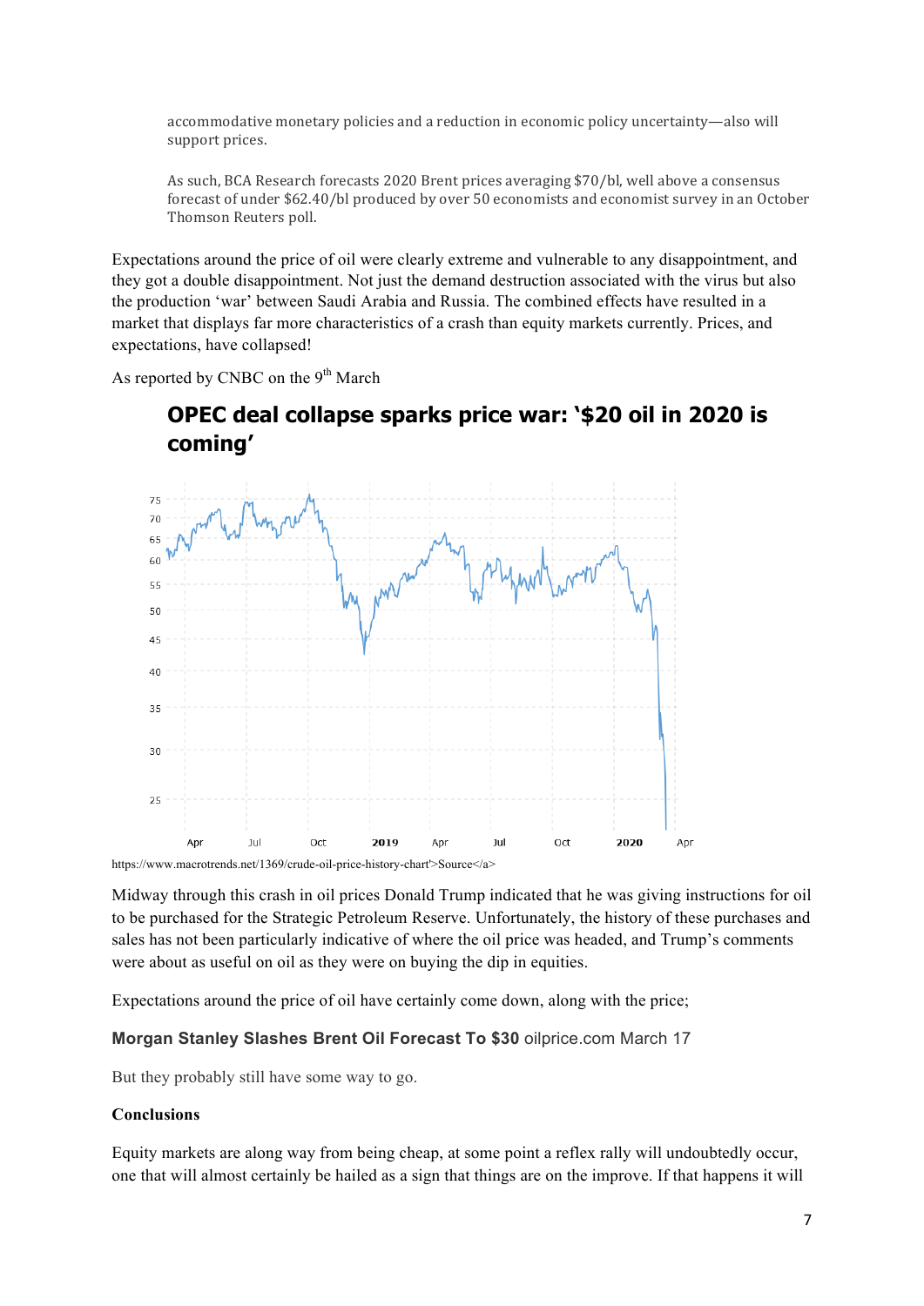> accommodative monetary policies and a reduction in economic policy uncertainty—also will support prices.
>
> As such, BCA Research forecasts 2020 Brent prices averaging $70/bl, well above a consensus forecast of under $62.40/bl produced by over 50 economists and economist survey in an October Thomson Reuters poll.

Expectations around the price of oil were clearly extreme and vulnerable to any disappointment, and they got a double disappointment. Not just the demand destruction associated with the virus but also the production 'war' between Saudi Arabia and Russia. The combined effects have resulted in a market that displays far more characteristics of a crash than equity markets currently. Prices, and expectations, have collapsed!

As reported by CNBC on the 9th March

**OPEC deal collapse sparks price war: '$20 oil in 2020 is coming'**

https://www.macrotrends.net/1369/crude-oil-price-history-chart'>Source</a>

Midway through this crash in oil prices Donald Trump indicated that he was giving instructions for oil to be purchased for the Strategic Petroleum Reserve. Unfortunately, the history of these purchases and sales has not been particularly indicative of where the oil price was headed, and Trump's comments were about as useful on oil as they were on buying the dip in equities.

Expectations around the price of oil have certainly come down, along with the price;

**Morgan Stanley Slashes Brent Oil Forecast To $30** oilprice.com March 17

But they probably still have some way to go.

**Conclusions**

Equity markets are along way from being cheap, at some point a reflex rally will undoubtedly occur, one that will almost certainly be hailed as a sign that things are on the improve. If that happens it will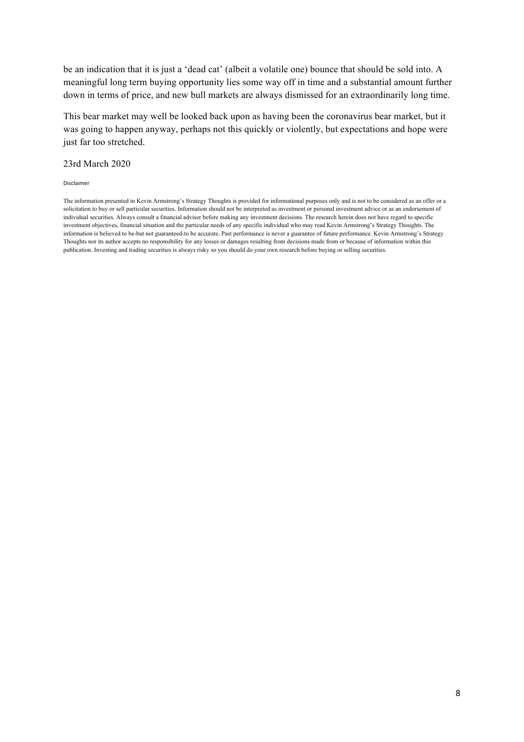be an indication that it is just a 'dead cat' (albeit a volatile one) bounce that should be sold into. A meaningful long term buying opportunity lies some way off in time and a substantial amount further down in terms of price, and new bull markets are always dismissed for an extraordinarily long time.

This bear market may well be looked back upon as having been the coronavirus bear market, but it was going to happen anyway, perhaps not this quickly or violently, but expectations and hope were just far too stretched.

23rd March 2020

Disclaimer

The information presented in Kevin Armstrong's Strategy Thoughts is provided for informational purposes only and is not to be considered as an offer or a solicitation to buy or sell particular securities. Information should not be interpreted as investment or personal investment advice or as an endorsement of individual securities. Always consult a financial adviser before making any investment decisions. The research herein does not have regard to specific investment objectives, financial situation and the particular needs of any specific individual who may read Kevin Armstrong's Strategy Thoughts. The information is believed to be-but not guaranteed-to be accurate. Past performance is never a guarantee of future performance. Kevin Armstrong's Strategy Thoughts nor its author accepts no responsibility for any losses or damages resulting from decisions made from or because of information within this publication. Investing and trading securities is always risky so you should do your own research before buying or selling securities.